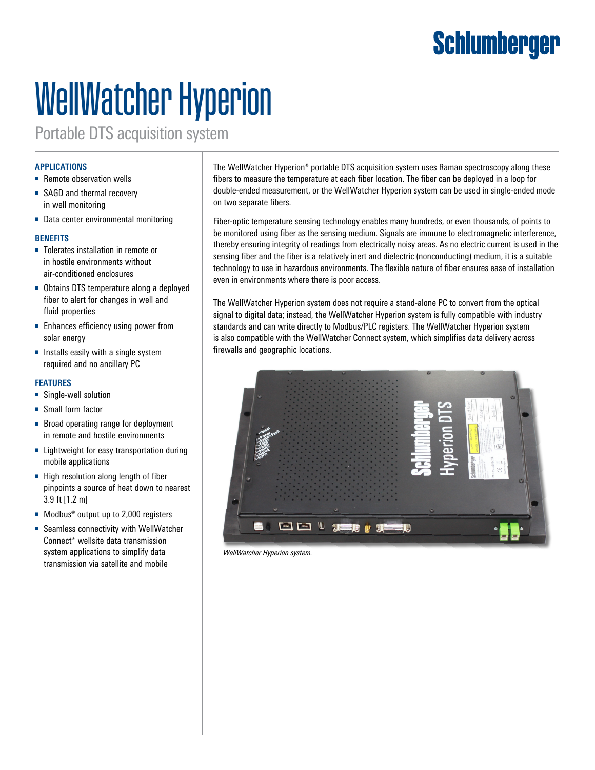Schlumberger

# WellWatcher Hyperion

Portable DTS acquisition system

### APPLICATIONS

- Remote observation wells
- SAGD and thermal recovery in well monitoring
- Data center environmental monitoring

### BENEFITS

- Tolerates installation in remote or in hostile environments without air-conditioned enclosures
- Obtains DTS temperature along a deployed fiber to alert for changes in well and fluid properties
- Enhances efficiency using power from solar energy
- Installs easily with a single system required and no ancillary PC

### FEATURES

- Single-well solution
- Small form factor
- Broad operating range for deployment in remote and hostile environments
- Lightweight for easy transportation during mobile applications
- High resolution along length of fiber pinpoints a source of heat down to nearest 3.9 ft [1.2 m]
- Modbus® output up to 2,000 registers
- Seamless connectivity with WellWatcher Connect* wellsite data transmission system applications to simplify data transmission via satellite and mobile

The WellWatcher Hyperion* portable DTS acquisition system uses Raman spectroscopy along these fibers to measure the temperature at each fiber location. The fiber can be deployed in a loop for double-ended measurement, or the WellWatcher Hyperion system can be used in single-ended mode on two separate fibers.

Fiber-optic temperature sensing technology enables many hundreds, or even thousands, of points to be monitored using fiber as the sensing medium. Signals are immune to electromagnetic interference, thereby ensuring integrity of readings from electrically noisy areas. As no electric current is used in the sensing fiber and the fiber is a relatively inert and dielectric (nonconducting) medium, it is a suitable technology to use in hazardous environments. The flexible nature of fiber ensures ease of installation even in environments where there is poor access.

The WellWatcher Hyperion system does not require a stand-alone PC to convert from the optical signal to digital data; instead, the WellWatcher Hyperion system is fully compatible with industry standards and can write directly to Modbus/PLC registers. The WellWatcher Hyperion system is also compatible with the WellWatcher Connect system, which simplifies data delivery across firewalls and geographic locations.

*WellWatcher Hyperion system.*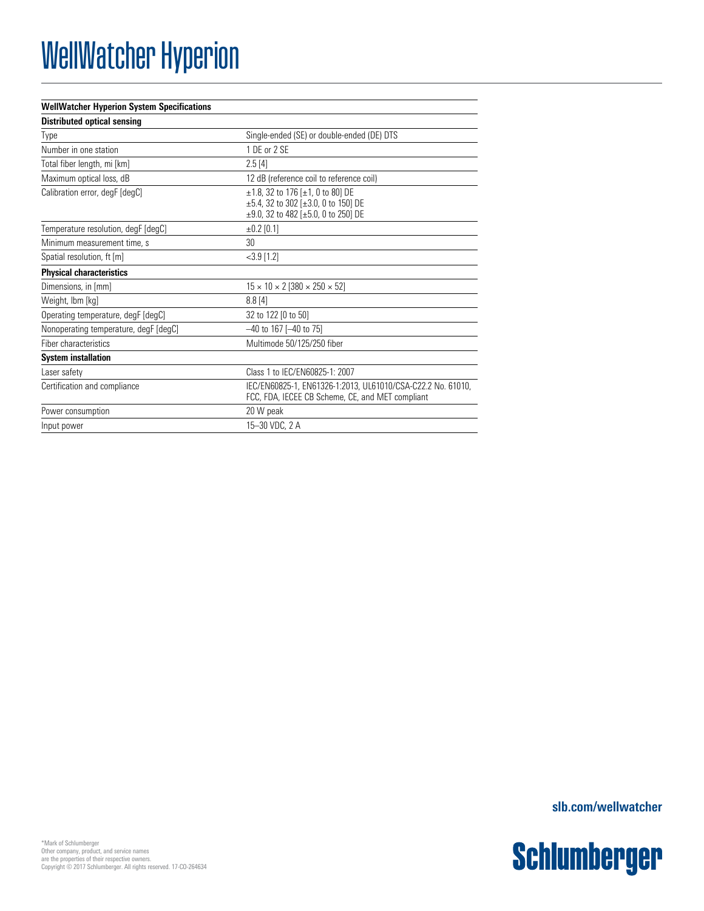# WellWatcher Hyperion

| WellWatcher Hyperion System Specifications | |
|---|---|
| **Distributed optical sensing** | |
| Type | Single-ended (SE) or double-ended (DE) DTS |
| Number in one station | 1 DE or 2 SE |
| Total fiber length, mi [km] | 2.5 [4] |
| Maximum optical loss, dB | 12 dB (reference coil to reference coil) |
| Calibration error, degF [degC] | ±1.8, 32 to 176 [±1, 0 to 80] DE<br>±5.4, 32 to 302 [±3.0, 0 to 150] DE<br>±9.0, 32 to 482 [±5.0, 0 to 250] DE |
| Temperature resolution, degF [degC] | ±0.2 [0.1] |
| Minimum measurement time, s | 30 |
| Spatial resolution, ft [m] | <3.9 [1.2] |
| **Physical characteristics** | |
| Dimensions, in [mm] | 15 × 10 × 2 [380 × 250 × 52] |
| Weight, lbm [kg] | 8.8 [4] |
| Operating temperature, degF [degC] | 32 to 122 [0 to 50] |
| Nonoperating temperature, degF [degC] | –40 to 167 [–40 to 75] |
| Fiber characteristics | Multimode 50/125/250 fiber |
| **System installation** | |
| Laser safety | Class 1 to IEC/EN60825-1: 2007 |
| Certification and compliance | IEC/EN60825-1, EN61326-1:2013, UL61010/CSA-C22.2 No. 61010, FCC, FDA, IECEE CB Scheme, CE, and MET compliant |
| Power consumption | 20 W peak |
| Input power | 15–30 VDC, 2 A |

**slb.com/wellwatcher**

*Mark of Schlumberger
Other company, product, and service names
are the properties of their respective owners.
Copyright © 2017 Schlumberger. All rights reserved. 17-CO-264634

**Schlumberger**